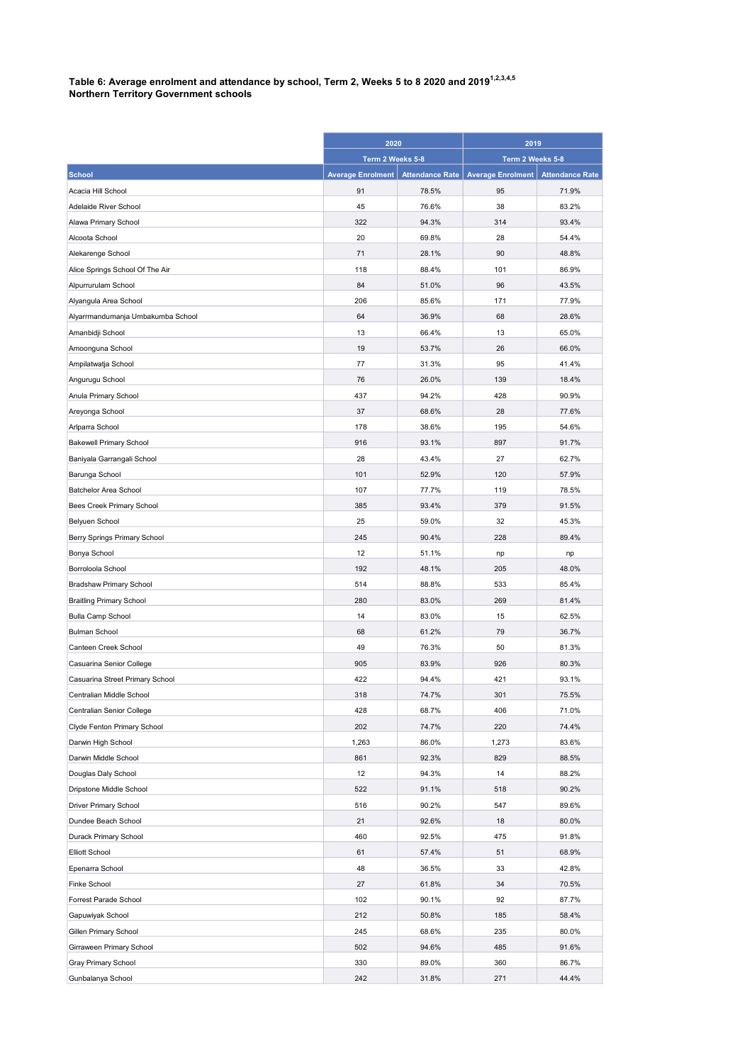**Table 6: Average enrolment and attendance by school, Term 2, Weeks 5 to 8 2020 and 2019[1,2,3,4,5]**
**Northern Territory Government schools**

| | 2020 | | 2019 | |
|---|---|---|---|---|
| | Term 2 Weeks 5-8 | | Term 2 Weeks 5-8 | |
| School | Average Enrolment | Attendance Rate | Average Enrolment | Attendance Rate |
| Acacia Hill School | 91 | 78.5% | 95 | 71.9% |
| Adelaide River School | 45 | 76.6% | 38 | 83.2% |
| Alawa Primary School | 322 | 94.3% | 314 | 93.4% |
| Alcoota School | 20 | 69.8% | 28 | 54.4% |
| Alekarenge School | 71 | 28.1% | 90 | 48.8% |
| Alice Springs School Of The Air | 118 | 88.4% | 101 | 86.9% |
| Alpurrurulam School | 84 | 51.0% | 96 | 43.5% |
| Alyangula Area School | 206 | 85.6% | 171 | 77.9% |
| Alyarrmandumanja Umbakumba School | 64 | 36.9% | 68 | 28.6% |
| Amanbidji School | 13 | 66.4% | 13 | 65.0% |
| Amoonguna School | 19 | 53.7% | 26 | 66.0% |
| Ampilatwatja School | 77 | 31.3% | 95 | 41.4% |
| Angurugu School | 76 | 26.0% | 139 | 18.4% |
| Anula Primary School | 437 | 94.2% | 428 | 90.9% |
| Areyonga School | 37 | 68.6% | 28 | 77.6% |
| Arlparra School | 178 | 38.6% | 195 | 54.6% |
| Bakewell Primary School | 916 | 93.1% | 897 | 91.7% |
| Baniyala Garrangali School | 28 | 43.4% | 27 | 62.7% |
| Barunga School | 101 | 52.9% | 120 | 57.9% |
| Batchelor Area School | 107 | 77.7% | 119 | 78.5% |
| Bees Creek Primary School | 385 | 93.4% | 379 | 91.5% |
| Belyuen School | 25 | 59.0% | 32 | 45.3% |
| Berry Springs Primary School | 245 | 90.4% | 228 | 89.4% |
| Bonya School | 12 | 51.1% | np | np |
| Borroloola School | 192 | 48.1% | 205 | 48.0% |
| Bradshaw Primary School | 514 | 88.8% | 533 | 85.4% |
| Braitling Primary School | 280 | 83.0% | 269 | 81.4% |
| Bulla Camp School | 14 | 83.0% | 15 | 62.5% |
| Bulman School | 68 | 61.2% | 79 | 36.7% |
| Canteen Creek School | 49 | 76.3% | 50 | 81.3% |
| Casuarina Senior College | 905 | 83.9% | 926 | 80.3% |
| Casuarina Street Primary School | 422 | 94.4% | 421 | 93.1% |
| Centralian Middle School | 318 | 74.7% | 301 | 75.5% |
| Centralian Senior College | 428 | 68.7% | 406 | 71.0% |
| Clyde Fenton Primary School | 202 | 74.7% | 220 | 74.4% |
| Darwin High School | 1,263 | 86.0% | 1,273 | 83.6% |
| Darwin Middle School | 861 | 92.3% | 829 | 88.5% |
| Douglas Daly School | 12 | 94.3% | 14 | 88.2% |
| Dripstone Middle School | 522 | 91.1% | 518 | 90.2% |
| Driver Primary School | 516 | 90.2% | 547 | 89.6% |
| Dundee Beach School | 21 | 92.6% | 18 | 80.0% |
| Durack Primary School | 460 | 92.5% | 475 | 91.8% |
| Elliott School | 61 | 57.4% | 51 | 68.9% |
| Epenarra School | 48 | 36.5% | 33 | 42.8% |
| Finke School | 27 | 61.8% | 34 | 70.5% |
| Forrest Parade School | 102 | 90.1% | 92 | 87.7% |
| Gapuwiyak School | 212 | 50.8% | 185 | 58.4% |
| Gillen Primary School | 245 | 68.6% | 235 | 80.0% |
| Girraween Primary School | 502 | 94.6% | 485 | 91.6% |
| Gray Primary School | 330 | 89.0% | 360 | 86.7% |
| Gunbalanya School | 242 | 31.8% | 271 | 44.4% |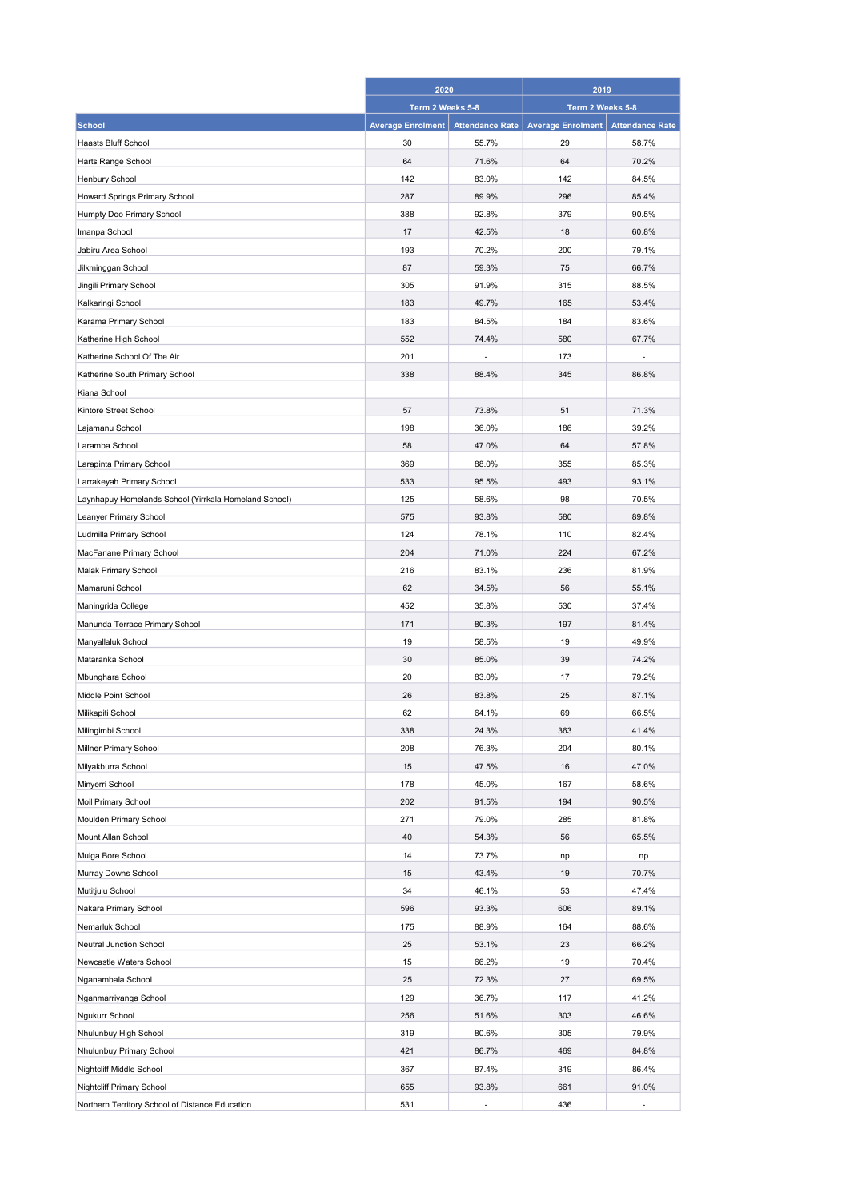| | 2020 | | 2019 | |
|---|---|---|---|---|
| | Term 2 Weeks 5-8 | | Term 2 Weeks 5-8 | |
| School | Average Enrolment | Attendance Rate | Average Enrolment | Attendance Rate |
| Haasts Bluff School | 30 | 55.7% | 29 | 58.7% |
| Harts Range School | 64 | 71.6% | 64 | 70.2% |
| Henbury School | 142 | 83.0% | 142 | 84.5% |
| Howard Springs Primary School | 287 | 89.9% | 296 | 85.4% |
| Humpty Doo Primary School | 388 | 92.8% | 379 | 90.5% |
| Imanpa School | 17 | 42.5% | 18 | 60.8% |
| Jabiru Area School | 193 | 70.2% | 200 | 79.1% |
| Jilkminggan School | 87 | 59.3% | 75 | 66.7% |
| Jingili Primary School | 305 | 91.9% | 315 | 88.5% |
| Kalkaringi School | 183 | 49.7% | 165 | 53.4% |
| Karama Primary School | 183 | 84.5% | 184 | 83.6% |
| Katherine High School | 552 | 74.4% | 580 | 67.7% |
| Katherine School Of The Air | 201 | - | 173 | - |
| Katherine South Primary School | 338 | 88.4% | 345 | 86.8% |
| Kiana School | | | | |
| Kintore Street School | 57 | 73.8% | 51 | 71.3% |
| Lajamanu School | 198 | 36.0% | 186 | 39.2% |
| Laramba School | 58 | 47.0% | 64 | 57.8% |
| Larapinta Primary School | 369 | 88.0% | 355 | 85.3% |
| Larrakeyah Primary School | 533 | 95.5% | 493 | 93.1% |
| Laynhapuy Homelands School (Yirrkala Homeland School) | 125 | 58.6% | 98 | 70.5% |
| Leanyer Primary School | 575 | 93.8% | 580 | 89.8% |
| Ludmilla Primary School | 124 | 78.1% | 110 | 82.4% |
| MacFarlane Primary School | 204 | 71.0% | 224 | 67.2% |
| Malak Primary School | 216 | 83.1% | 236 | 81.9% |
| Mamaruni School | 62 | 34.5% | 56 | 55.1% |
| Maningrida College | 452 | 35.8% | 530 | 37.4% |
| Manunda Terrace Primary School | 171 | 80.3% | 197 | 81.4% |
| Manyallaluk School | 19 | 58.5% | 19 | 49.9% |
| Mataranka School | 30 | 85.0% | 39 | 74.2% |
| Mbunghara School | 20 | 83.0% | 17 | 79.2% |
| Middle Point School | 26 | 83.8% | 25 | 87.1% |
| Milikapiti School | 62 | 64.1% | 69 | 66.5% |
| Milingimbi School | 338 | 24.3% | 363 | 41.4% |
| Millner Primary School | 208 | 76.3% | 204 | 80.1% |
| Milyakburra School | 15 | 47.5% | 16 | 47.0% |
| Minyerri School | 178 | 45.0% | 167 | 58.6% |
| Moil Primary School | 202 | 91.5% | 194 | 90.5% |
| Moulden Primary School | 271 | 79.0% | 285 | 81.8% |
| Mount Allan School | 40 | 54.3% | 56 | 65.5% |
| Mulga Bore School | 14 | 73.7% | np | np |
| Murray Downs School | 15 | 43.4% | 19 | 70.7% |
| Mutitjulu School | 34 | 46.1% | 53 | 47.4% |
| Nakara Primary School | 596 | 93.3% | 606 | 89.1% |
| Nemarluk School | 175 | 88.9% | 164 | 88.6% |
| Neutral Junction School | 25 | 53.1% | 23 | 66.2% |
| Newcastle Waters School | 15 | 66.2% | 19 | 70.4% |
| Nganambala School | 25 | 72.3% | 27 | 69.5% |
| Nganmarriyanga School | 129 | 36.7% | 117 | 41.2% |
| Ngukurr School | 256 | 51.6% | 303 | 46.6% |
| Nhulunbuy High School | 319 | 80.6% | 305 | 79.9% |
| Nhulunbuy Primary School | 421 | 86.7% | 469 | 84.8% |
| Nightcliff Middle School | 367 | 87.4% | 319 | 86.4% |
| Nightcliff Primary School | 655 | 93.8% | 661 | 91.0% |
| Northern Territory School of Distance Education | 531 | - | 436 | - |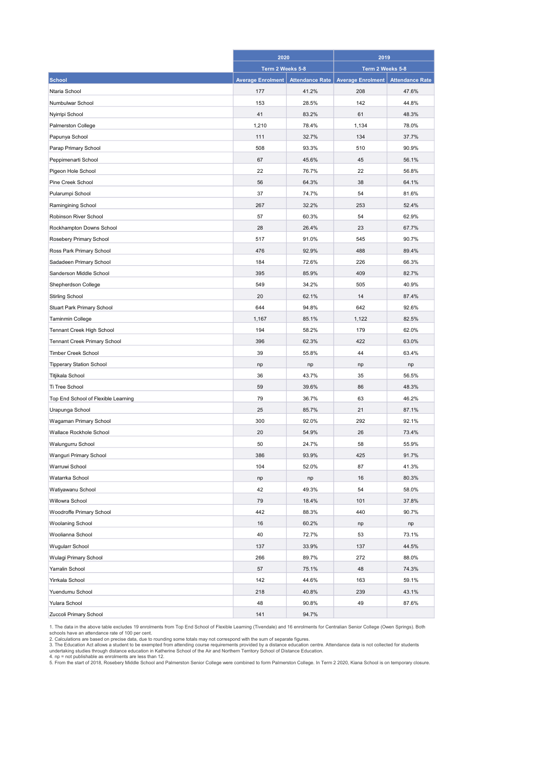| School | 2020 Term 2 Weeks 5-8 Average Enrolment | 2020 Term 2 Weeks 5-8 Attendance Rate | 2019 Term 2 Weeks 5-8 Average Enrolment | 2019 Term 2 Weeks 5-8 Attendance Rate |
|---|---|---|---|---|
| Ntaria School | 177 | 41.2% | 208 | 47.6% |
| Numbulwar School | 153 | 28.5% | 142 | 44.8% |
| Nyirripi School | 41 | 83.2% | 61 | 48.3% |
| Palmerston College | 1,210 | 78.4% | 1,134 | 78.0% |
| Papunya School | 111 | 32.7% | 134 | 37.7% |
| Parap Primary School | 508 | 93.3% | 510 | 90.9% |
| Peppimenarti School | 67 | 45.6% | 45 | 56.1% |
| Pigeon Hole School | 22 | 76.7% | 22 | 56.8% |
| Pine Creek School | 56 | 64.3% | 38 | 64.1% |
| Pularumpi School | 37 | 74.7% | 54 | 81.6% |
| Ramingining School | 267 | 32.2% | 253 | 52.4% |
| Robinson River School | 57 | 60.3% | 54 | 62.9% |
| Rockhampton Downs School | 28 | 26.4% | 23 | 67.7% |
| Rosebery Primary School | 517 | 91.0% | 545 | 90.7% |
| Ross Park Primary School | 476 | 92.9% | 488 | 89.4% |
| Sadadeen Primary School | 184 | 72.6% | 226 | 66.3% |
| Sanderson Middle School | 395 | 85.9% | 409 | 82.7% |
| Shepherdson College | 549 | 34.2% | 505 | 40.9% |
| Stirling School | 20 | 62.1% | 14 | 87.4% |
| Stuart Park Primary School | 644 | 94.8% | 642 | 92.6% |
| Taminmin College | 1,167 | 85.1% | 1,122 | 82.5% |
| Tennant Creek High School | 194 | 58.2% | 179 | 62.0% |
| Tennant Creek Primary School | 396 | 62.3% | 422 | 63.0% |
| Timber Creek School | 39 | 55.8% | 44 | 63.4% |
| Tipperary Station School | np | np | np | np |
| Titjikala School | 36 | 43.7% | 35 | 56.5% |
| Ti Tree School | 59 | 39.6% | 86 | 48.3% |
| Top End School of Flexible Learning | 79 | 36.7% | 63 | 46.2% |
| Urapunga School | 25 | 85.7% | 21 | 87.1% |
| Wagaman Primary School | 300 | 92.0% | 292 | 92.1% |
| Wallace Rockhole School | 20 | 54.9% | 26 | 73.4% |
| Walungurru School | 50 | 24.7% | 58 | 55.9% |
| Wanguri Primary School | 386 | 93.9% | 425 | 91.7% |
| Warruwi School | 104 | 52.0% | 87 | 41.3% |
| Watarrka School | np | np | 16 | 80.3% |
| Watiyawanu School | 42 | 49.3% | 54 | 58.0% |
| Willowra School | 79 | 18.4% | 101 | 37.8% |
| Woodroffe Primary School | 442 | 88.3% | 440 | 90.7% |
| Woolaning School | 16 | 60.2% | np | np |
| Woolianna School | 40 | 72.7% | 53 | 73.1% |
| Wugularr School | 137 | 33.9% | 137 | 44.5% |
| Wulagi Primary School | 266 | 89.7% | 272 | 88.0% |
| Yarralin School | 57 | 75.1% | 48 | 74.3% |
| Yirrkala School | 142 | 44.6% | 163 | 59.1% |
| Yuendumu School | 218 | 40.8% | 239 | 43.1% |
| Yulara School | 48 | 90.8% | 49 | 87.6% |
| Zuccoli Primary School | 141 | 94.7% | | |

1. The data in the above table excludes 19 enrolments from Top End School of Flexible Learning (Tivendale) and 16 enrolments for Centralian Senior College (Owen Springs). Both schools have an attendance rate of 100 per cent.
2. Calculations are based on precise data, due to rounding some totals may not correspond with the sum of separate figures.
3. The Education Act allows a student to be exempted from attending course requirements provided by a distance education centre. Attendance data is not collected for students undertaking studies through distance education in Katherine School of the Air and Northern Territory School of Distance Education.
4. np = not publishable as enrolments are less than 12.
5. From the start of 2018, Rosebery Middle School and Palmerston Senior College were combined to form Palmerston College. In Term 2 2020, Kiana School is on temporary closure.